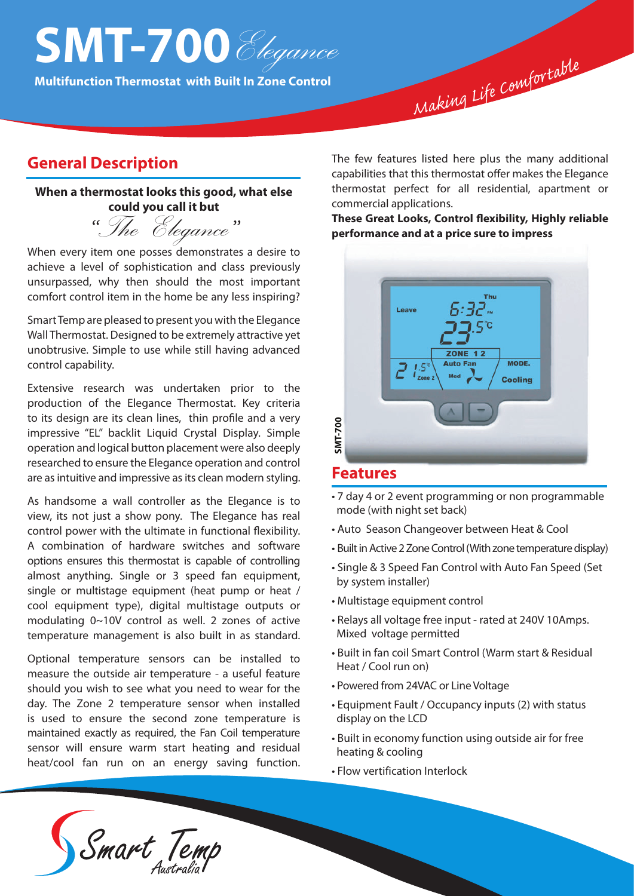# SMT-700 *Elegance*

**Multifunction Thermostat with Built In Zone Control**

*Making Life Comfortable*

## General Description

**When a thermostat looks this good, what else could you call it but**

*"The Elegance"*

When every item one posses demonstrates a desire to achieve a level of sophistication and class previously unsurpassed, why then should the most important comfort control item in the home be any less inspiring?

Smart Temp are pleased to present you with the Elegance Wall Thermostat. Designed to be extremely attractive yet unobtrusive. Simple to use while still having advanced control capability.

Extensive research was undertaken prior to the production of the Elegance Thermostat. Key criteria to its design are its clean lines, thin profile and a very impressive "EL" backlit Liquid Crystal Display. Simple operation and logical button placement were also deeply researched to ensure the Elegance operation and control are as intuitive and impressive as its clean modern styling.

As handsome a wall controller as the Elegance is to view, its not just a show pony. The Elegance has real control power with the ultimate in functional flexibility. A combination of hardware switches and software options ensures this thermostat is capable of controlling almost anything. Single or 3 speed fan equipment, single or multistage equipment (heat pump or heat / cool equipment type), digital multistage outputs or modulating 0~10V control as well. 2 zones of active temperature management is also built in as standard.

Optional temperature sensors can be installed to measure the outside air temperature - a useful feature should you wish to see what you need to wear for the day. The Zone 2 temperature sensor when installed is used to ensure the second zone temperature is maintained exactly as required, the Fan Coil temperature sensor will ensure warm start heating and residual heat/cool fan run on an energy saving function.

The few features listed here plus the many additional capabilities that this thermostat offer makes the Elegance thermostat perfect for all residential, apartment or commercial applications.

**These Great Looks, Control flexibility, Highly reliable performance and at a price sure to impress**

SMT-700

## Features

- 7 day 4 or 2 event programming or non programmable mode (with night set back)
- Auto Season Changeover between Heat & Cool
- Built in Active 2 Zone Control (With zone temperature display)
- Single & 3 Speed Fan Control with Auto Fan Speed (Set by system installer)
- Multistage equipment control
- Relays all voltage free input - rated at 240V 10Amps. Mixed voltage permitted
- Built in fan coil Smart Control (Warm start & Residual Heat / Cool run on)
- Powered from 24VAC or Line Voltage
- Equipment Fault / Occupancy inputs (2) with status display on the LCD
- Built in economy function using outside air for free heating & cooling
- Flow vertification Interlock

Smart Temp Australia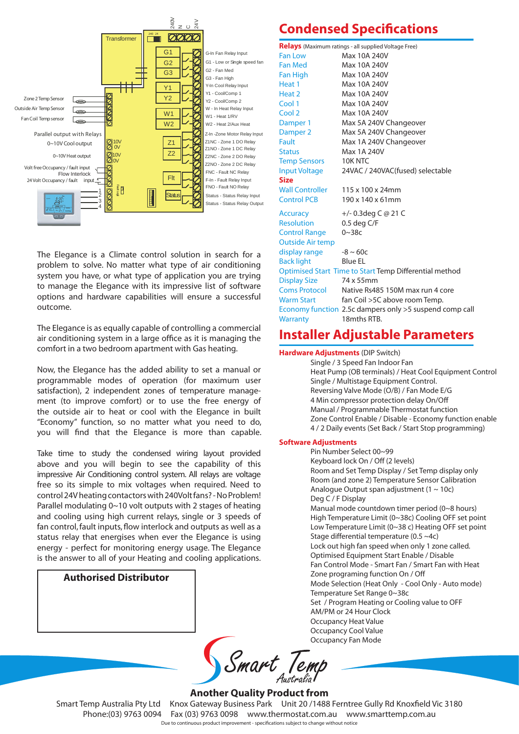Transformer

240V N C 24V

240 24

G1
G2
G3
Y1
Y2
W1
W2
Z1
Z2
Flt
Status

G-In Fan Relay Input
G1 - Low or Single speed fan
G2 - Fan Med
G3 - Fan High
Y-In Cool Relay Input
Y1 - Cool/Comp 1
Y2 - Cool/Comp 2
W - In Heat Relay Input
W1 - Heat 1/RV
W2 - Heat 2/Aux Heat
Z-In -Zone Motor Relay Input
Z1NC - Zone 1 DO Relay
Z1NO - Zone 1 DC Relay
Z2NC - Zone 2 DO Relay
Z2NO - Zone 2 DC Relay
FNC - Fault NC Relay
F-In - Fault Relay Input
FNO - Fault NO Relay
Status - Status Relay Input
Status - Status Relay Output

Zone 2 Temp Sensor
Outside Air Temp Sensor
Fan Coil Temp sensor
Parallel output with Relays
0~10V Cool output
0~10V Heat output
Volt free Occupancy / fault input
Flow Interlock
24 Volt Occupancy / fault input

10V 0V
10V 0V

1 2 3 4

The Elegance is a Climate control solution in search for a problem to solve. No matter what type of air conditioning system you have, or what type of application you are trying to manage the Elegance with its impressive list of software options and hardware capabilities will ensure a successful outcome.

The Elegance is as equally capable of controlling a commercial air conditioning system in a large office as it is managing the comfort in a two bedroom apartment with Gas heating.

Now, the Elegance has the added ability to set a manual or programmable modes of operation (for maximum user satisfaction), 2 independent zones of temperature management (to improve comfort) or to use the free energy of the outside air to heat or cool with the Elegance in built "Economy" function, so no matter what you need to do, you will find that the Elegance is more than capable.

Take time to study the condensed wiring layout provided above and you will begin to see the capability of this impressive Air Conditioning control system. All relays are voltage free so its simple to mix voltages when required. Need to control 24V heating contactors with 240Volt fans? - No Problem! Parallel modulating 0~10 volt outputs with 2 stages of heating and cooling using high current relays, single or 3 speeds of fan control, fault inputs, flow interlock and outputs as well as a status relay that energises when ever the Elegance is using energy - perfect for monitoring energy usage. The Elegance is the answer to all of your Heating and cooling applications.

**Authorised Distributor**

# Condensed Specifications

**Relays** (Maximum ratings - all supplied Voltage Free)

| | |
|---|---|
| Fan Low | Max 10A 240V |
| Fan Med | Max 10A 240V |
| Fan High | Max 10A 240V |
| Heat 1 | Max 10A 240V |
| Heat 2 | Max 10A 240V |
| Cool 1 | Max 10A 240V |
| Cool 2 | Max 10A 240V |
| Damper 1 | Max 5A 240V Changeover |
| Damper 2 | Max 5A 240V Changeover |
| Fault | Max 1A 240V Changeover |
| Status | Max 1A 240V |
| Temp Sensors | 10K NTC |
| Input Voltage | 24VAC / 240VAC(fused) selectable |
| **Size** | |
| Wall Controller | 115 x 100 x 24mm |
| Control PCB | 190 x 140 x 61mm |
| Accuracy | +/- 0.3deg C @ 21 C |
| Resolution | 0.5 deg C/F |
| Control Range | 0~38c |
| Outside Air temp display range | -8 ~ 60c |
| Back light | Blue EL |
| Optimised Start | Time to Start Temp Differential method |
| Display Size | 74 x 55mm |
| Coms Protocol | Native Rs485 150M max run 4 core |
| Warm Start | fan Coil >5C above room Temp. |
| Economy function | 2.5c dampers only >5 suspend comp call |
| Warranty | 18mths RTB. |

# Installer Adjustable Parameters

**Hardware Adjustments** (DIP Switch)

- Single / 3 Speed Fan Indoor Fan
- Heat Pump (OB terminals) / Heat Cool Equipment Control
- Single / Multistage Equipment Control.
- Reversing Valve Mode (O/B) / Fan Mode E/G
- 4 Min compressor protection delay On/Off
- Manual / Programmable Thermostat function
- Zone Control Enable / Disable - Economy function enable
- 4 / 2 Daily events (Set Back / Start Stop programming)

**Software Adjustments**

- Pin Number Select 00~99
- Keyboard lock On / Off (2 levels)
- Room and Set Temp Display / Set Temp display only
- Room (and zone 2) Temperature Sensor Calibration
- Analogue Output span adjustment (1 ~ 10c)
- Deg C / F Display
- Manual mode countdown timer period (0~8 hours)
- High Temperature Limit (0~38c) Cooling OFF set point
- Low Temperature Limit (0~38 c) Heating OFF set point
- Stage differential temperature (0.5 ~4c)
- Lock out high fan speed when only 1 zone called.
- Optimised Equipment Start Enable / Disable
- Fan Control Mode - Smart Fan / Smart Fan with Heat
- Zone programing function On / Off
- Mode Selection (Heat Only - Cool Only - Auto mode)
- Temperature Set Range 0~38c
- Set / Program Heating or Cooling value to OFF
- AM/PM or 24 Hour Clock
- Occupancy Heat Value
- Occupancy Cool Value
- Occupancy Fan Mode

Smart Temp Australia

**Another Quality Product from**

Smart Temp Australia Pty Ltd Knox Gateway Business Park Unit 20 /1488 Ferntree Gully Rd Knoxfield Vic 3180
Phone:(03) 9763 0094 Fax (03) 9763 0098 www.thermostat.com.au www.smarttemp.com.au

Due to continuous product improvement - specifications subject to change without notice